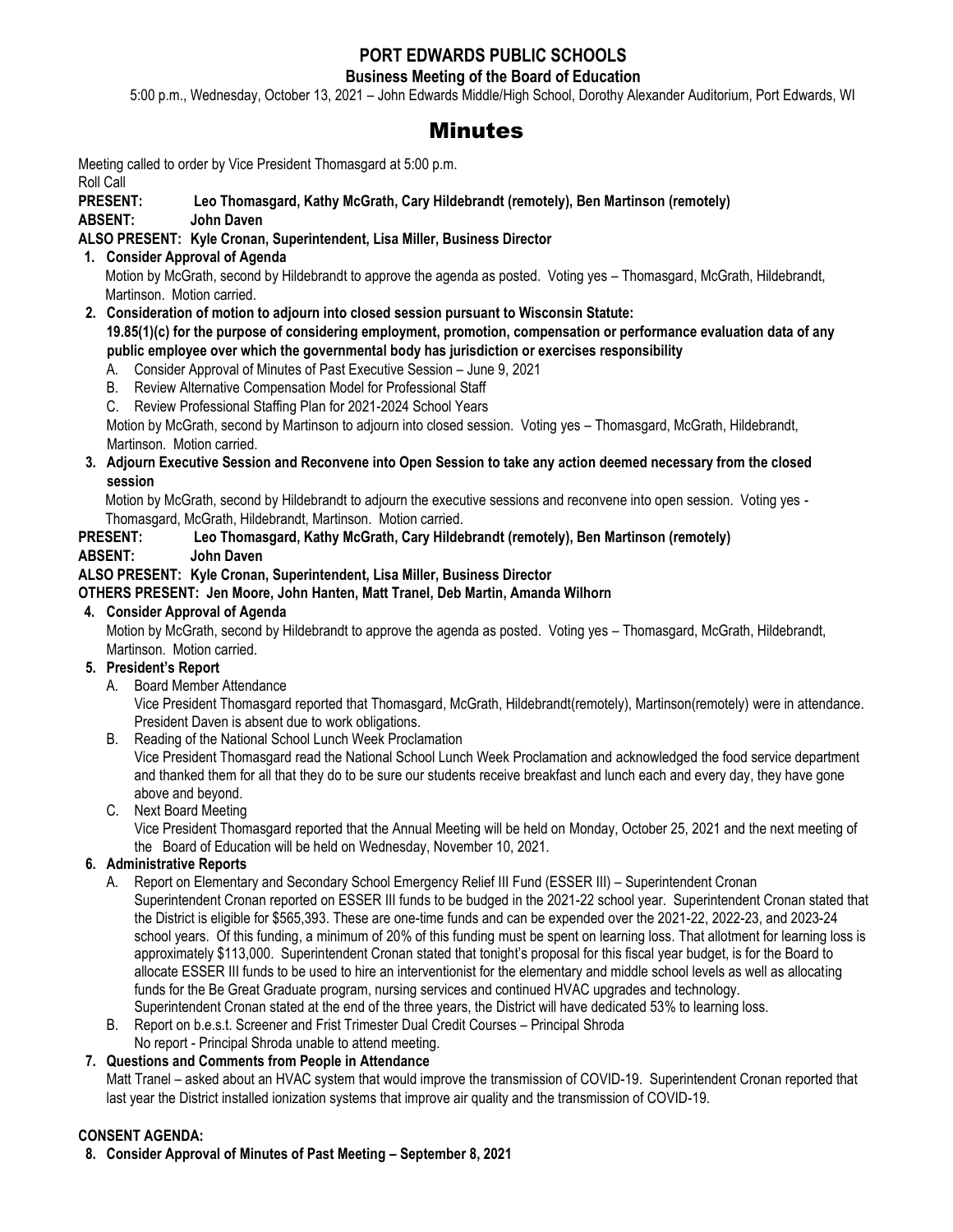# PORT EDWARDS PUBLIC SCHOOLS

**Business Meeting of the Board of Education**

5:00 p.m., Wednesday, October 13, 2021 – John Edwards Middle/High School, Dorothy Alexander Auditorium, Port Edwards, WI

## Minutes

Meeting called to order by Vice President Thomasgard at 5:00 p.m.

Roll Call

**PRESENT: Leo Thomasgard, Kathy McGrath, Cary Hildebrandt (remotely), Ben Martinson (remotely)**

**ABSENT: John Daven**

**ALSO PRESENT: Kyle Cronan, Superintendent, Lisa Miller, Business Director**

1. **Consider Approval of Agenda**
   Motion by McGrath, second by Hildebrandt to approve the agenda as posted. Voting yes – Thomasgard, McGrath, Hildebrandt, Martinson. Motion carried.
2. **Consideration of motion to adjourn into closed session pursuant to Wisconsin Statute: 19.85(1)(c) for the purpose of considering employment, promotion, compensation or performance evaluation data of any public employee over which the governmental body has jurisdiction or exercises responsibility**
   A. Consider Approval of Minutes of Past Executive Session – June 9, 2021
   B. Review Alternative Compensation Model for Professional Staff
   C. Review Professional Staffing Plan for 2021-2024 School Years

   Motion by McGrath, second by Martinson to adjourn into closed session. Voting yes – Thomasgard, McGrath, Hildebrandt, Martinson. Motion carried.
3. **Adjourn Executive Session and Reconvene into Open Session to take any action deemed necessary from the closed session**
   Motion by McGrath, second by Hildebrandt to adjourn the executive sessions and reconvene into open session. Voting yes - Thomasgard, McGrath, Hildebrandt, Martinson. Motion carried.

**PRESENT: Leo Thomasgard, Kathy McGrath, Cary Hildebrandt (remotely), Ben Martinson (remotely)**

**ABSENT: John Daven**

**ALSO PRESENT: Kyle Cronan, Superintendent, Lisa Miller, Business Director**

**OTHERS PRESENT: Jen Moore, John Hanten, Matt Tranel, Deb Martin, Amanda Wilhorn**

4. **Consider Approval of Agenda**
   Motion by McGrath, second by Hildebrandt to approve the agenda as posted. Voting yes – Thomasgard, McGrath, Hildebrandt, Martinson. Motion carried.
5. **President's Report**
   A. Board Member Attendance
   Vice President Thomasgard reported that Thomasgard, McGrath, Hildebrandt(remotely), Martinson(remotely) were in attendance. President Daven is absent due to work obligations.
   B. Reading of the National School Lunch Week Proclamation
   Vice President Thomasgard read the National School Lunch Week Proclamation and acknowledged the food service department and thanked them for all that they do to be sure our students receive breakfast and lunch each and every day, they have gone above and beyond.
   C. Next Board Meeting
   Vice President Thomasgard reported that the Annual Meeting will be held on Monday, October 25, 2021 and the next meeting of the Board of Education will be held on Wednesday, November 10, 2021.
6. **Administrative Reports**
   A. Report on Elementary and Secondary School Emergency Relief III Fund (ESSER III) – Superintendent Cronan
   Superintendent Cronan reported on ESSER III funds to be budged in the 2021-22 school year. Superintendent Cronan stated that the District is eligible for $565,393. These are one-time funds and can be expended over the 2021-22, 2022-23, and 2023-24 school years. Of this funding, a minimum of 20% of this funding must be spent on learning loss. That allotment for learning loss is approximately $113,000. Superintendent Cronan stated that tonight's proposal for this fiscal year budget, is for the Board to allocate ESSER III funds to be used to hire an interventionist for the elementary and middle school levels as well as allocating funds for the Be Great Graduate program, nursing services and continued HVAC upgrades and technology.
   Superintendent Cronan stated at the end of the three years, the District will have dedicated 53% to learning loss.
   B. Report on b.e.s.t. Screener and Frist Trimester Dual Credit Courses – Principal Shroda
   No report - Principal Shroda unable to attend meeting.
7. **Questions and Comments from People in Attendance**
   Matt Tranel – asked about an HVAC system that would improve the transmission of COVID-19. Superintendent Cronan reported that last year the District installed ionization systems that improve air quality and the transmission of COVID-19.

**CONSENT AGENDA:**

8. **Consider Approval of Minutes of Past Meeting – September 8, 2021**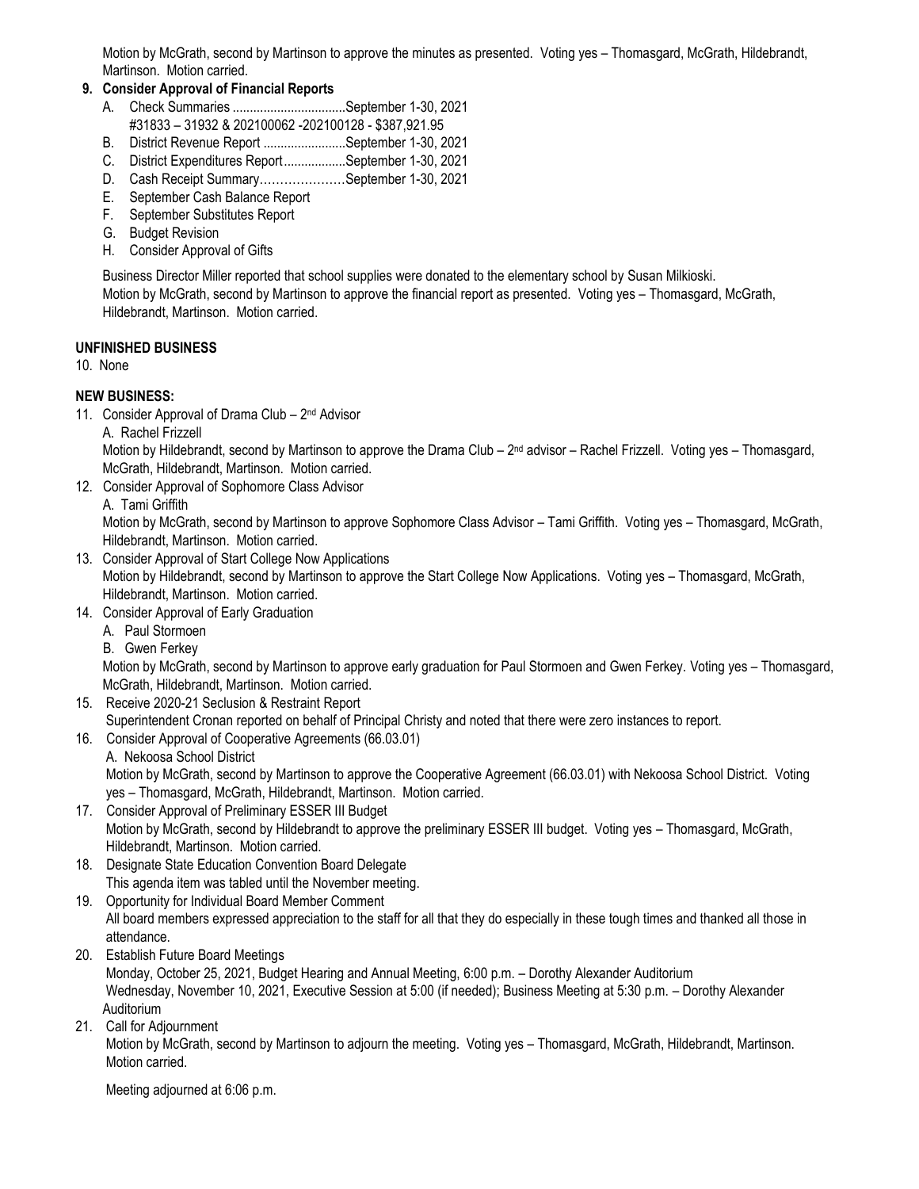Motion by McGrath, second by Martinson to approve the minutes as presented. Voting yes – Thomasgard, McGrath, Hildebrandt, Martinson. Motion carried.

**9. Consider Approval of Financial Reports**

A. Check Summaries .................................September 1-30, 2021
   #31833 – 31932 & 202100062 -202100128 - $387,921.95

B. District Revenue Report ........................September 1-30, 2021

C. District Expenditures Report..................September 1-30, 2021

D. Cash Receipt Summary…………………September 1-30, 2021

E. September Cash Balance Report

F. September Substitutes Report

G. Budget Revision

H. Consider Approval of Gifts

Business Director Miller reported that school supplies were donated to the elementary school by Susan Milkioski.
Motion by McGrath, second by Martinson to approve the financial report as presented. Voting yes – Thomasgard, McGrath, Hildebrandt, Martinson. Motion carried.

**UNFINISHED BUSINESS**

10. None

**NEW BUSINESS:**

11. Consider Approval of Drama Club – 2nd Advisor
    A. Rachel Frizzell
    Motion by Hildebrandt, second by Martinson to approve the Drama Club – 2nd advisor – Rachel Frizzell. Voting yes – Thomasgard, McGrath, Hildebrandt, Martinson. Motion carried.

12. Consider Approval of Sophomore Class Advisor
    A. Tami Griffith
    Motion by McGrath, second by Martinson to approve Sophomore Class Advisor – Tami Griffith. Voting yes – Thomasgard, McGrath, Hildebrandt, Martinson. Motion carried.

13. Consider Approval of Start College Now Applications
    Motion by Hildebrandt, second by Martinson to approve the Start College Now Applications. Voting yes – Thomasgard, McGrath, Hildebrandt, Martinson. Motion carried.

14. Consider Approval of Early Graduation
    A. Paul Stormoen
    B. Gwen Ferkey
    Motion by McGrath, second by Martinson to approve early graduation for Paul Stormoen and Gwen Ferkey. Voting yes – Thomasgard, McGrath, Hildebrandt, Martinson. Motion carried.

15. Receive 2020-21 Seclusion & Restraint Report
    Superintendent Cronan reported on behalf of Principal Christy and noted that there were zero instances to report.

16. Consider Approval of Cooperative Agreements (66.03.01)
    A. Nekoosa School District
    Motion by McGrath, second by Martinson to approve the Cooperative Agreement (66.03.01) with Nekoosa School District. Voting yes – Thomasgard, McGrath, Hildebrandt, Martinson. Motion carried.

17. Consider Approval of Preliminary ESSER III Budget
    Motion by McGrath, second by Hildebrandt to approve the preliminary ESSER III budget. Voting yes – Thomasgard, McGrath, Hildebrandt, Martinson. Motion carried.

18. Designate State Education Convention Board Delegate
    This agenda item was tabled until the November meeting.

19. Opportunity for Individual Board Member Comment
    All board members expressed appreciation to the staff for all that they do especially in these tough times and thanked all those in attendance.

20. Establish Future Board Meetings
    Monday, October 25, 2021, Budget Hearing and Annual Meeting, 6:00 p.m. – Dorothy Alexander Auditorium
    Wednesday, November 10, 2021, Executive Session at 5:00 (if needed); Business Meeting at 5:30 p.m. – Dorothy Alexander Auditorium

21. Call for Adjournment
    Motion by McGrath, second by Martinson to adjourn the meeting. Voting yes – Thomasgard, McGrath, Hildebrandt, Martinson. Motion carried.

    Meeting adjourned at 6:06 p.m.